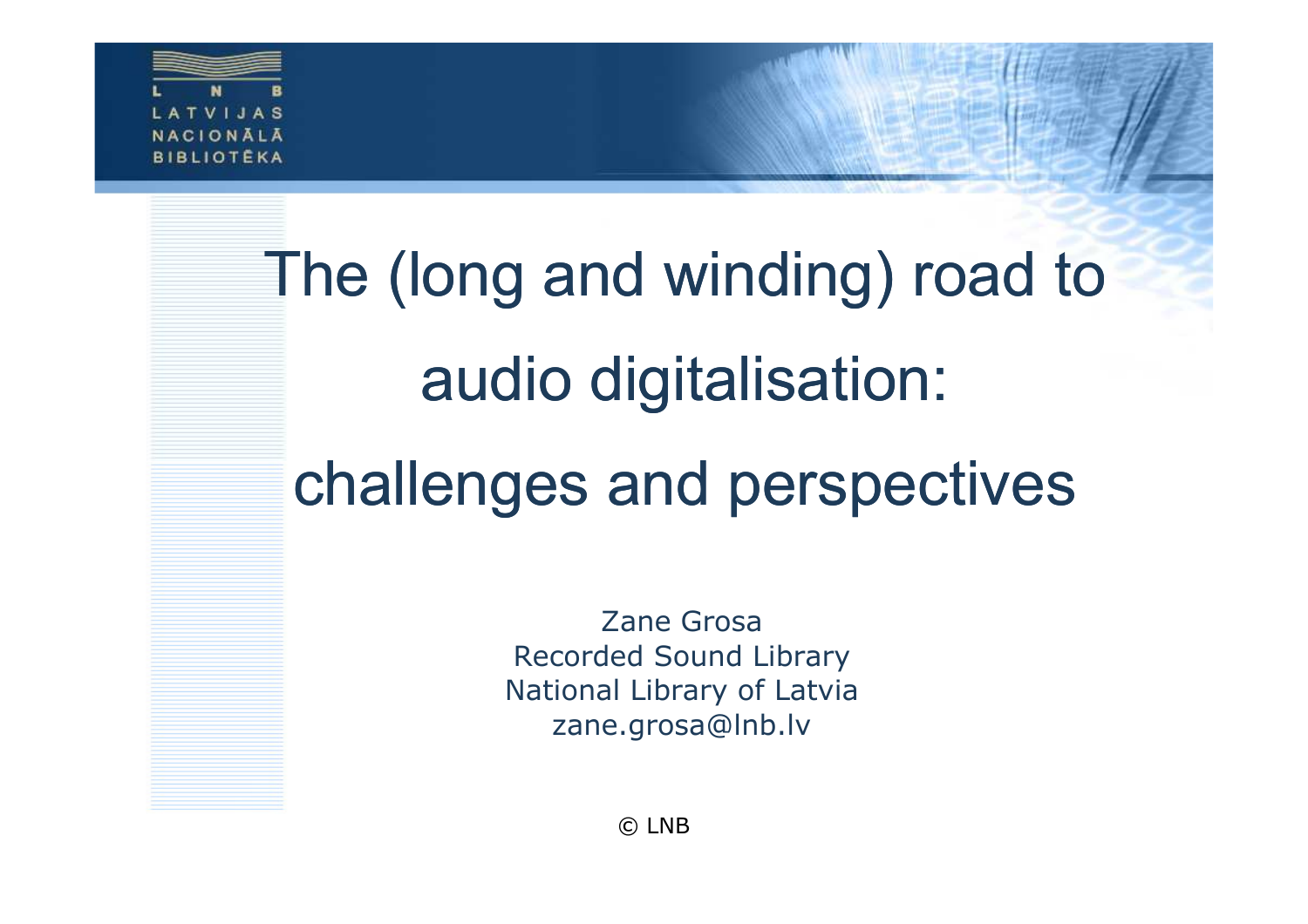# The (long and winding) road to audio digitalisation: challenges and perspectives

Zane Grosa
Recorded Sound Library
National Library of Latvia
zane.grosa@lnb.lv

© LNB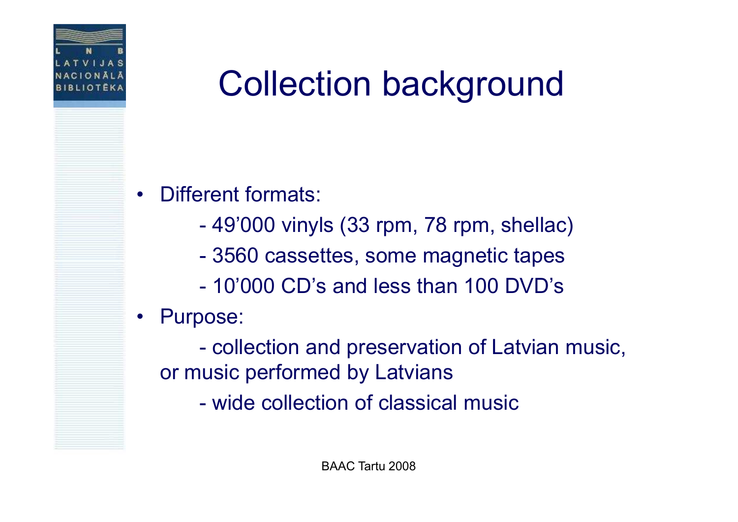# Collection background

- Different formats:
  - 49'000 vinyls (33 rpm, 78 rpm, shellac)
  - 3560 cassettes, some magnetic tapes
  - 10'000 CD's and less than 100 DVD's
- Purpose:
  - collection and preservation of Latvian music, or music performed by Latvians
  - wide collection of classical music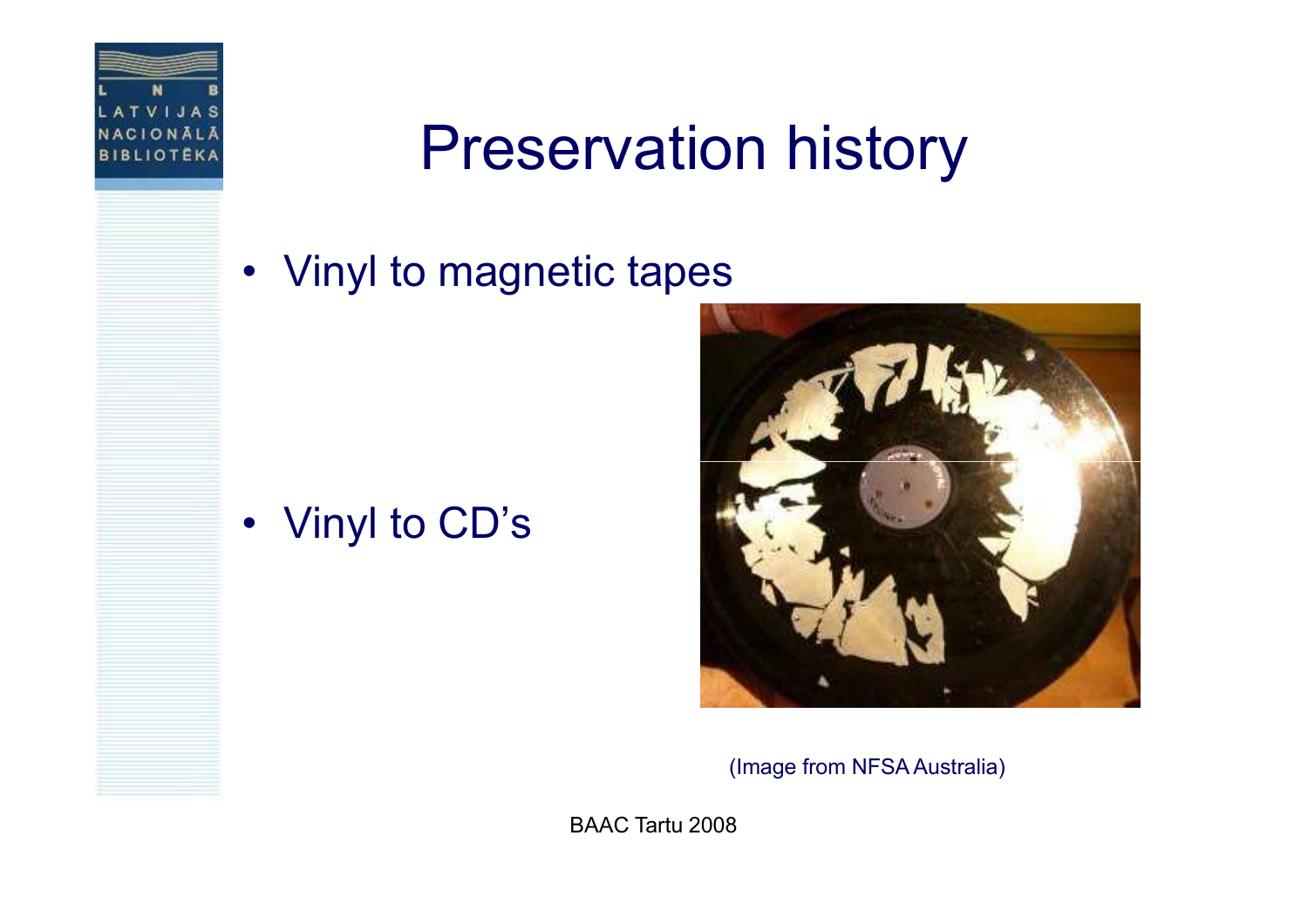# Preservation history

- Vinyl to magnetic tapes

- Vinyl to CD's

(Image from NFSA Australia)

BAAC Tartu 2008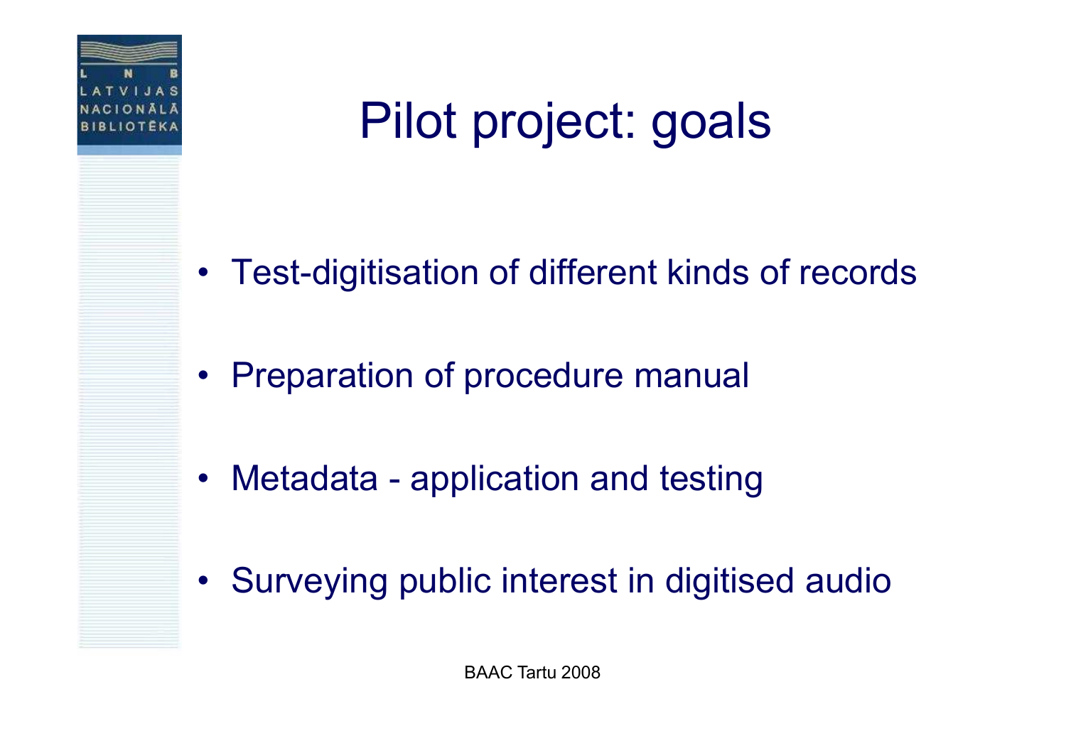# Pilot project: goals

- Test-digitisation of different kinds of records
- Preparation of procedure manual
- Metadata - application and testing
- Surveying public interest in digitised audio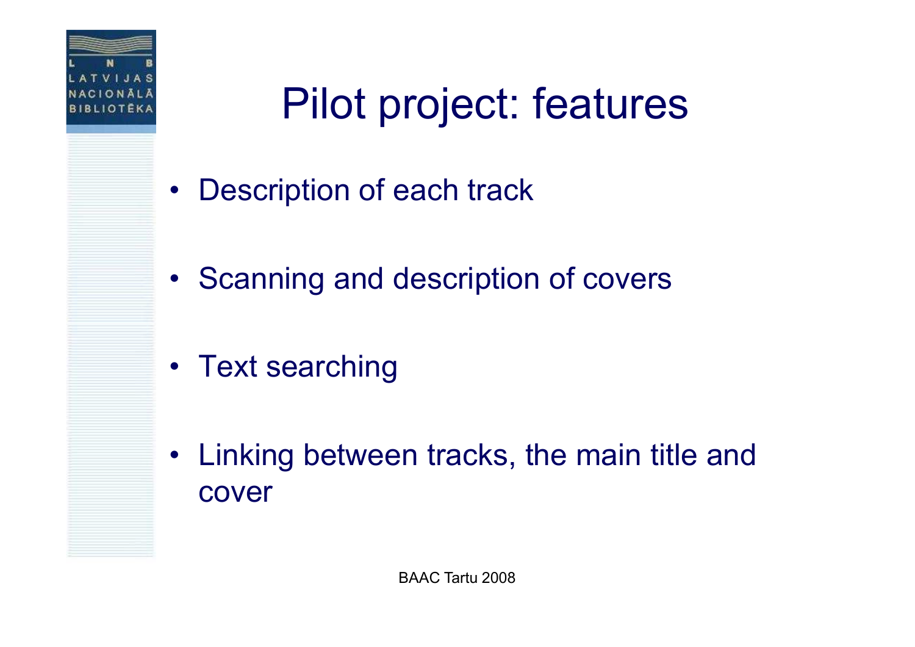# Pilot project: features

- Description of each track
- Scanning and description of covers
- Text searching
- Linking between tracks, the main title and cover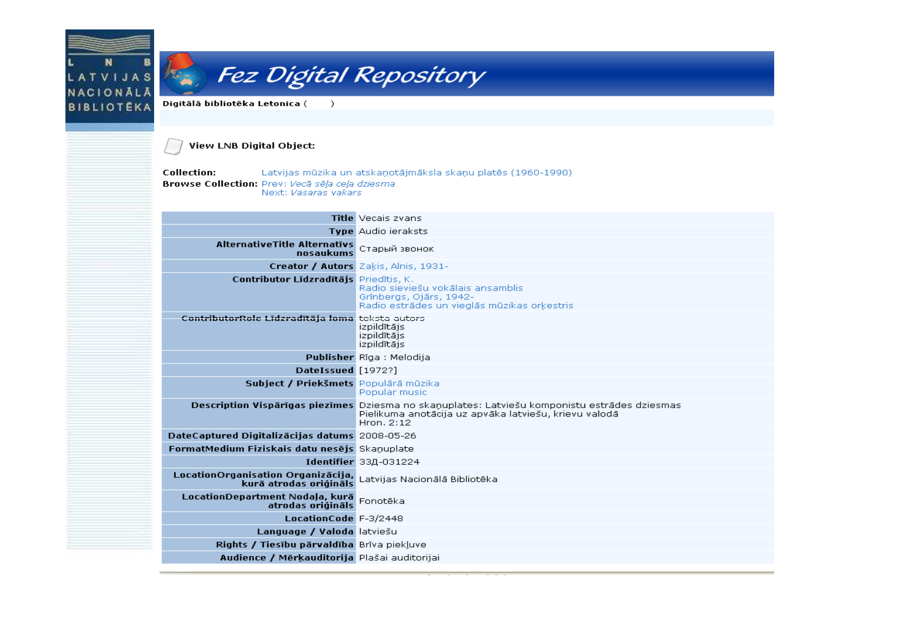LNB LATVIJAS NACIONĀLĀ BIBLIOTĒKA

# Fez Digital Repository

**Digitālā bibliotēka Letonica ( )**

**View LNB Digital Object:**

**Collection:** Latvijas mūzika un atskaņotājmākslа skaņu platēs (1960-1990)
**Browse Collection:** Prev: *Vecā sēļa ceļa dziesma*
Next: *Vasaras vakars*

| | |
|---|---|
| **Title** | Vecais zvans |
| **Type** | Audio ieraksts |
| **AlternativeTitle Alternatīvs nosaukums** | Старый звонок |
| **Creator / Autors** | Zaķis, Alnis, 1931- |
| **Contributor Līdzradītājs** | Priedītis, K.<br>Radio sieviešu vokālais ansamblis<br>Grīnbergs, Ojārs, 1942-<br>Radio estrādes un vieglās mūzikas orķestris |
| **ContributorRole Līdzradītāja loma** | teksta autors<br>izpildītājs<br>izpildītājs<br>izpildītājs |
| **Publisher** | Rīga : Melodija |
| **DateIssued** | [1972?] |
| **Subject / Priekšmets** | Populārā mūzika<br>Popular music |
| **Description Vispārīgas piezīmes** | Dziesma no skaņuplates: Latviešu komponistu estrādes dziesmas<br>Pielikuma anotācija uz apvāka latviešu, krievu valodā<br>Hron. 2:12 |
| **DateCaptured Digitalizācijas datums** | 2008-05-26 |
| **FormatMedium Fiziskais datu nesējs** | Skaņuplate |
| **Identifier** | 33Д-031224 |
| **LocationOrganisation Organizācija, kurā atrodas oriģināls** | Latvijas Nacionālā Bibliotēka |
| **LocationDepartment Nodaļa, kurā atrodas oriģināls** | Fonotēka |
| **LocationCode** | F-3/2448 |
| **Language / Valoda** | latviešu |
| **Rights / Tiesību pārvaldība** | Brīva piekļuve |
| **Audience / Mērķauditorija** | Plašai auditorijai |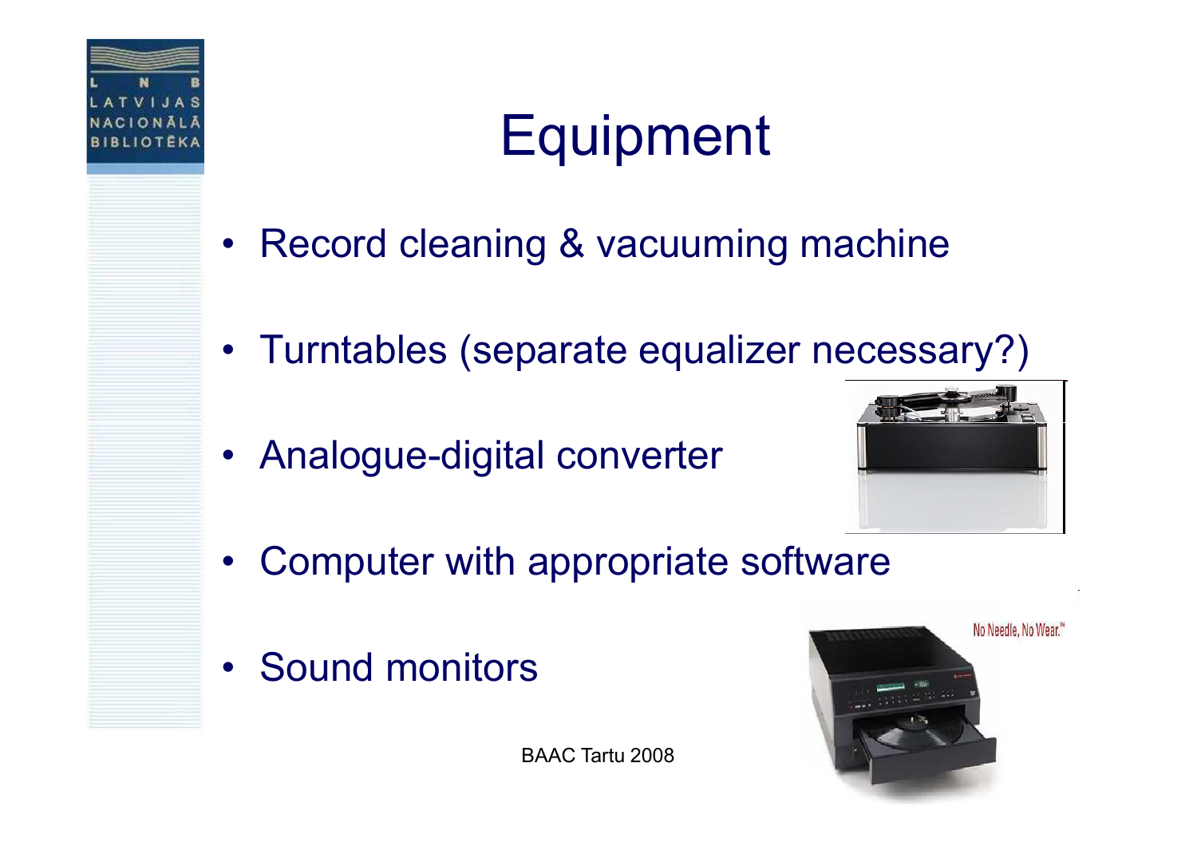# Equipment

- Record cleaning & vacuuming machine
- Turntables (separate equalizer necessary?)
- Analogue-digital converter
- Computer with appropriate software
- Sound monitors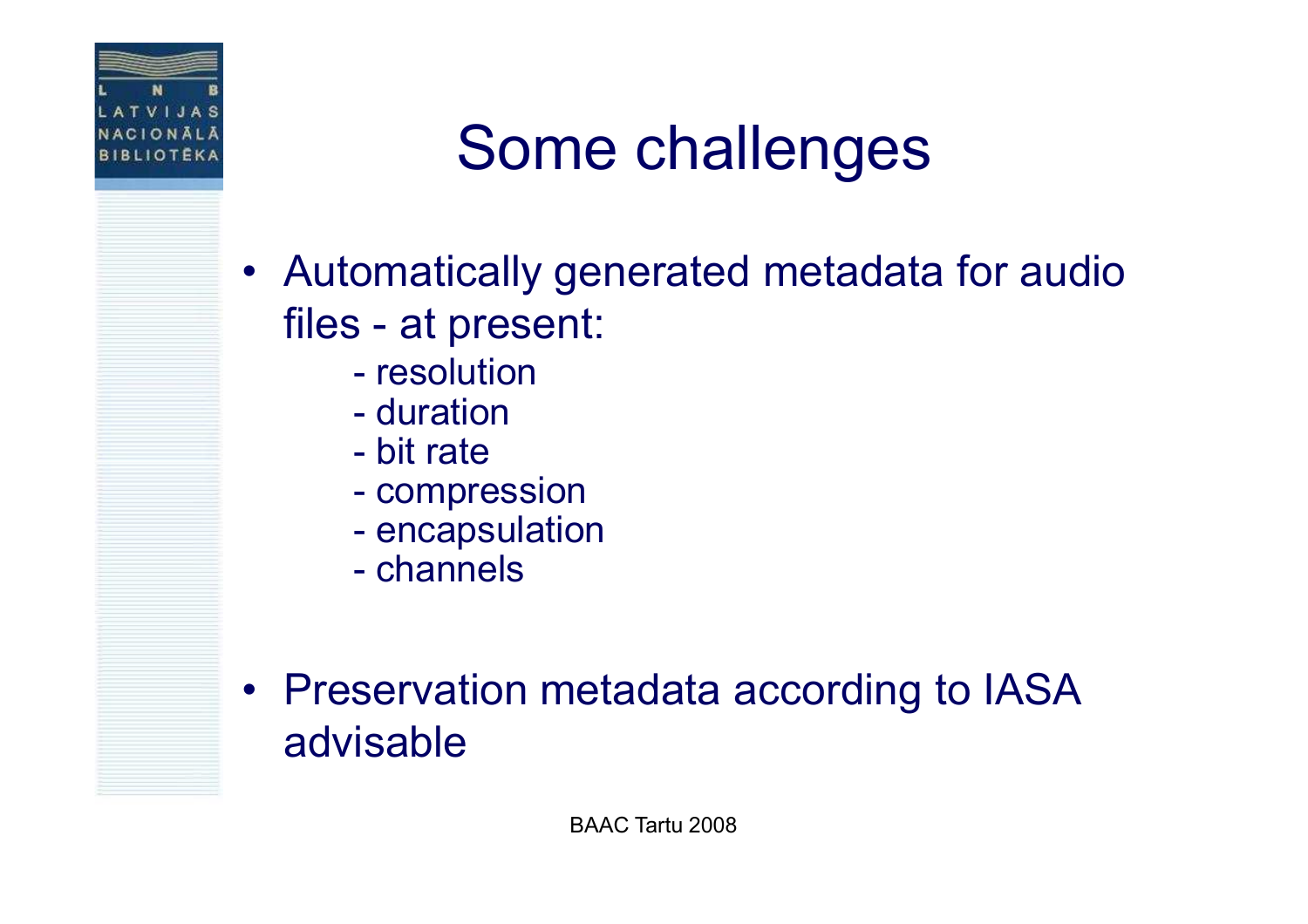# Some challenges

- Automatically generated metadata for audio files - at present:
  - resolution
  - duration
  - bit rate
  - compression
  - encapsulation
  - channels

- Preservation metadata according to IASA advisable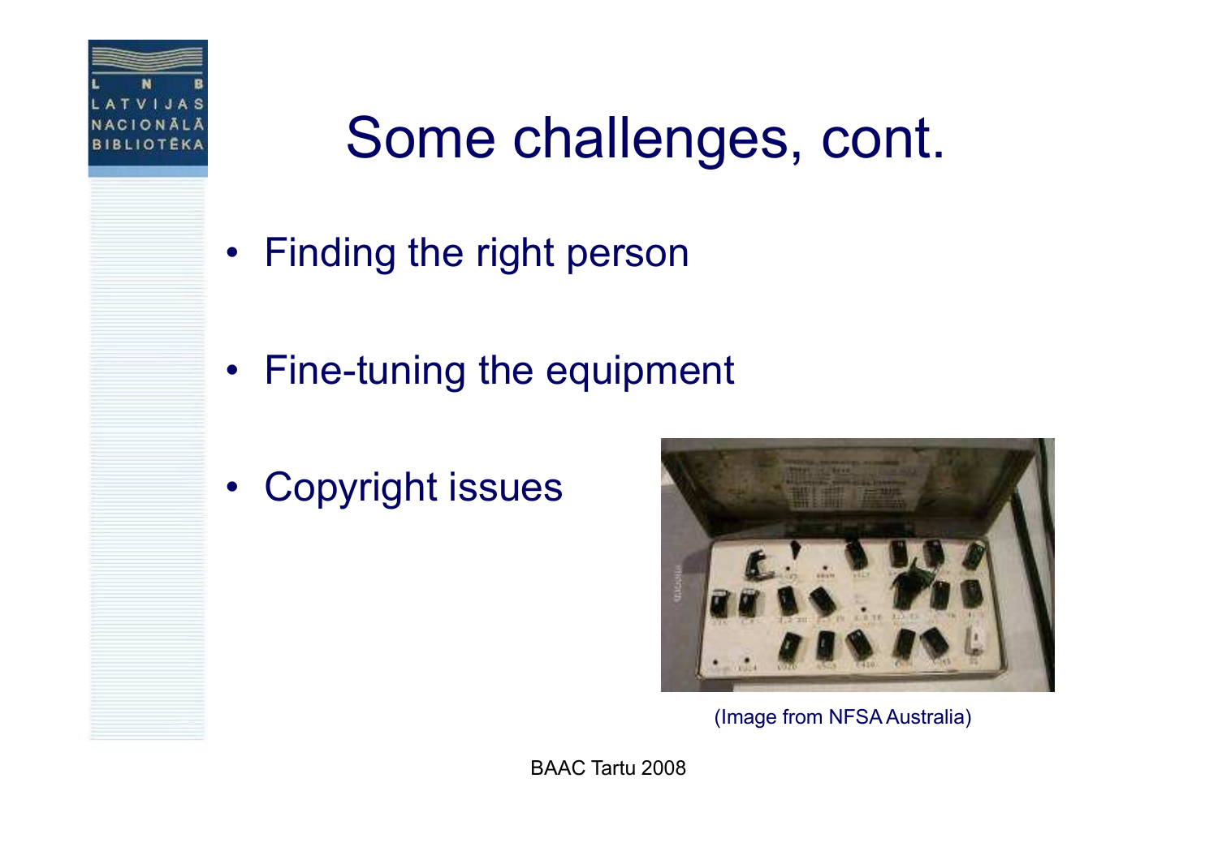# Some challenges, cont.

- Finding the right person
- Fine-tuning the equipment
- Copyright issues

(Image from NFSA Australia)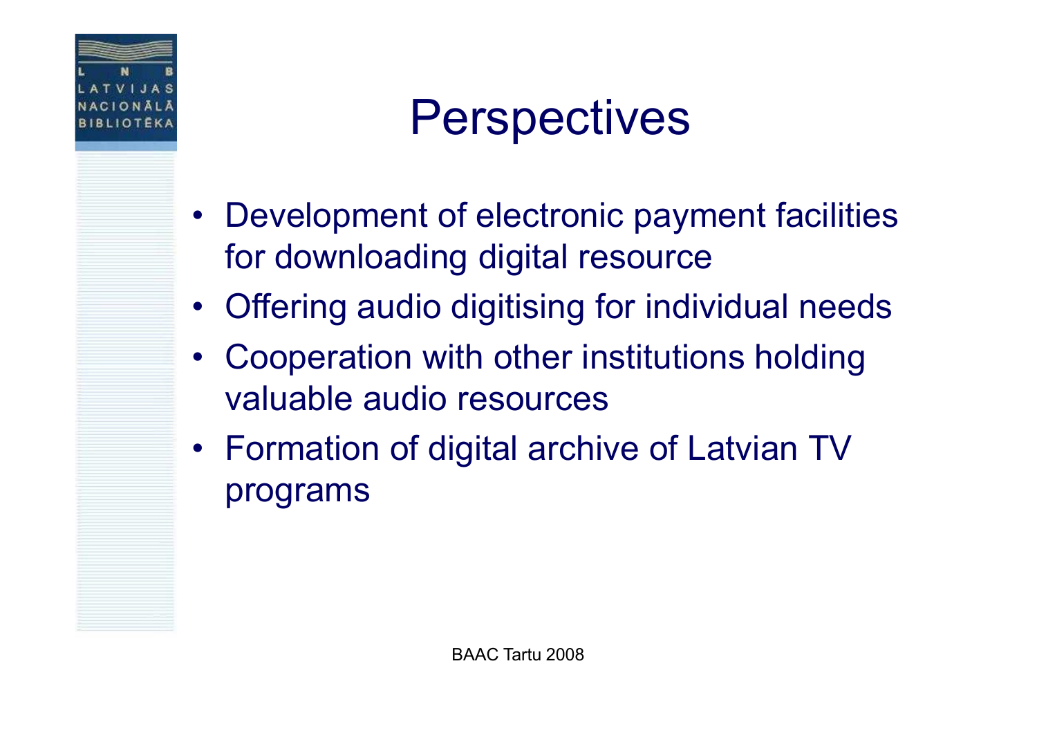# Perspectives

- Development of electronic payment facilities for downloading digital resource
- Offering audio digitising for individual needs
- Cooperation with other institutions holding valuable audio resources
- Formation of digital archive of Latvian TV programs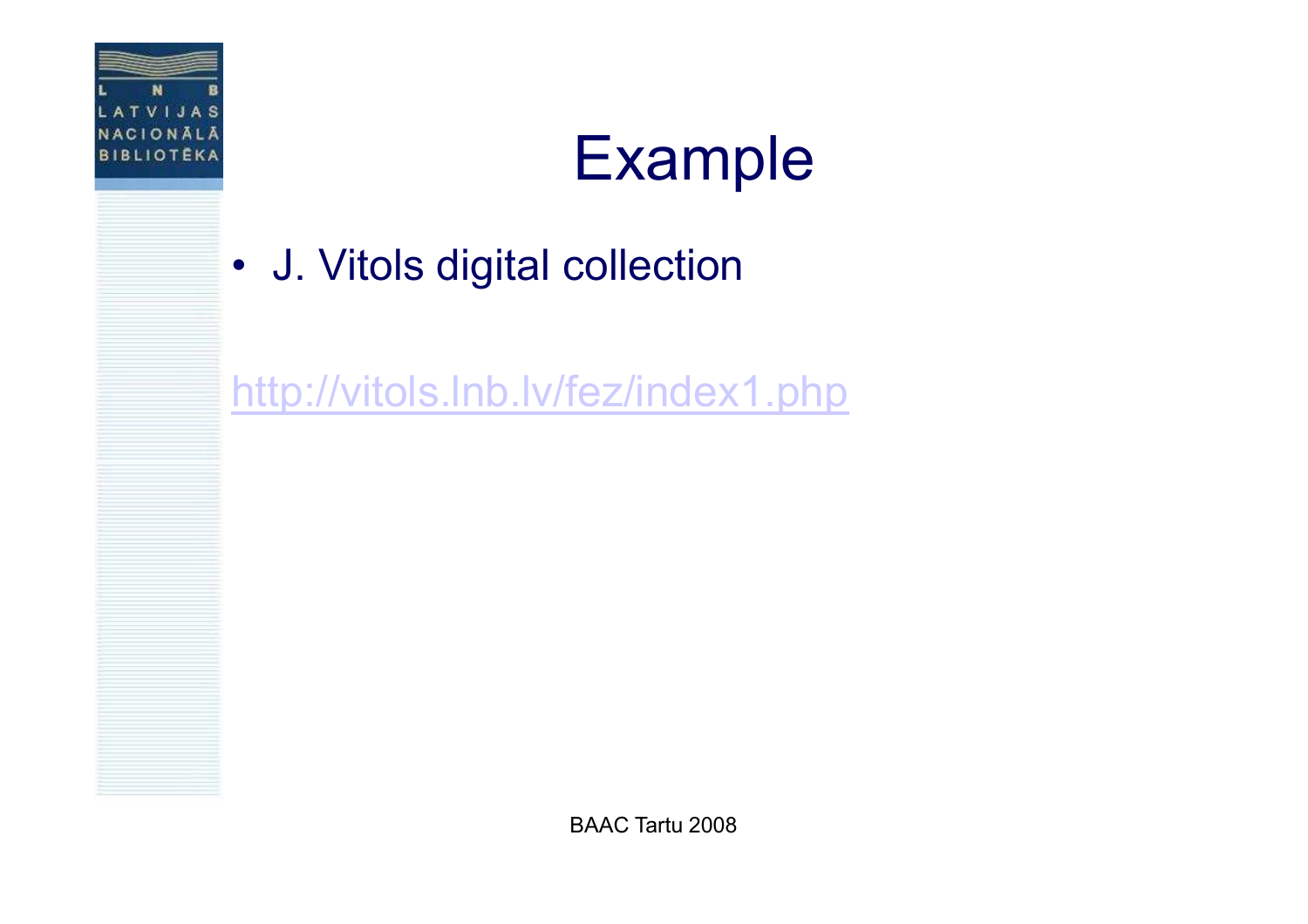# Example

- J. Vitols digital collection

http://vitols.lnb.lv/fez/index1.php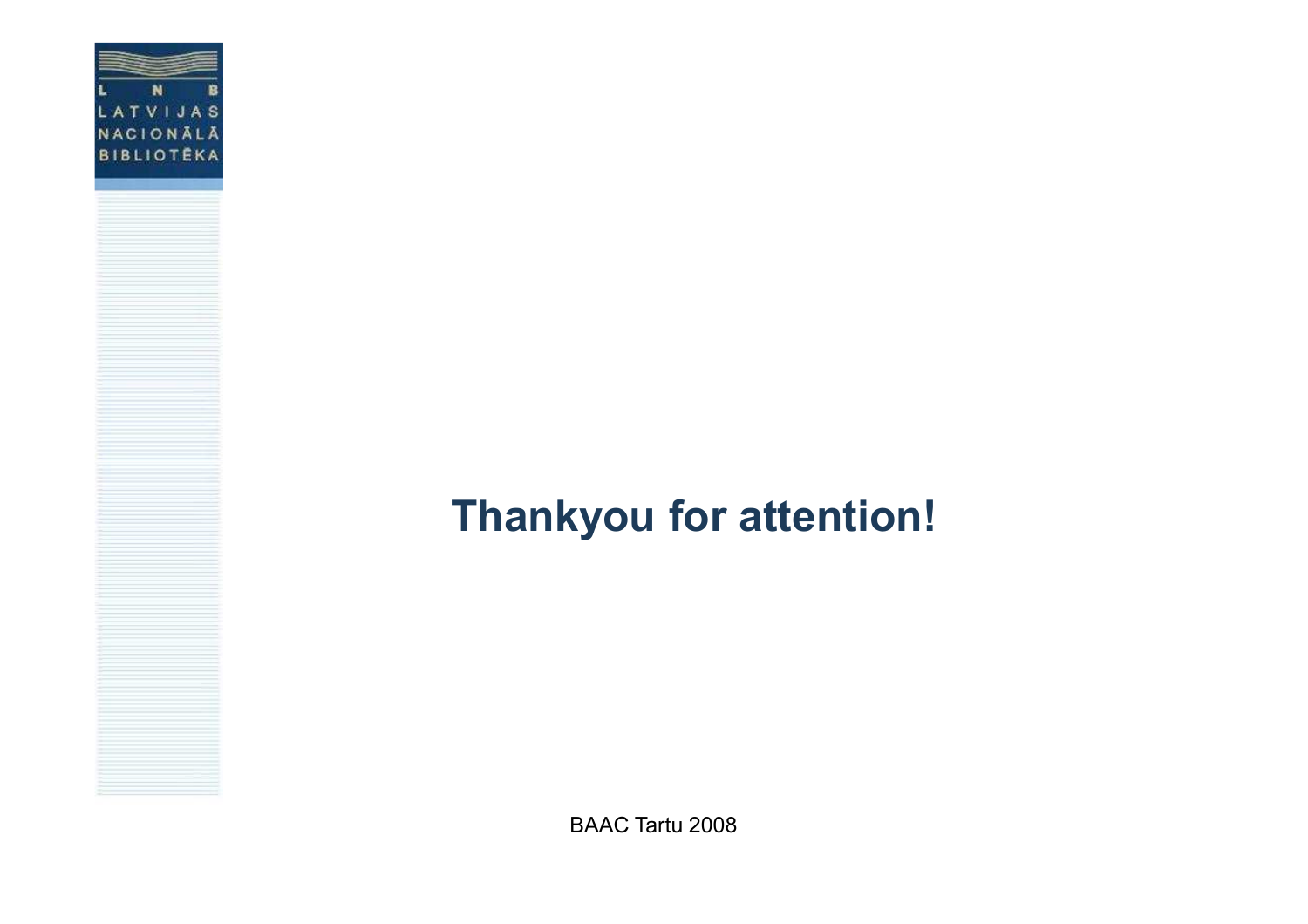# Thankyou for attention!

BAAC Tartu 2008